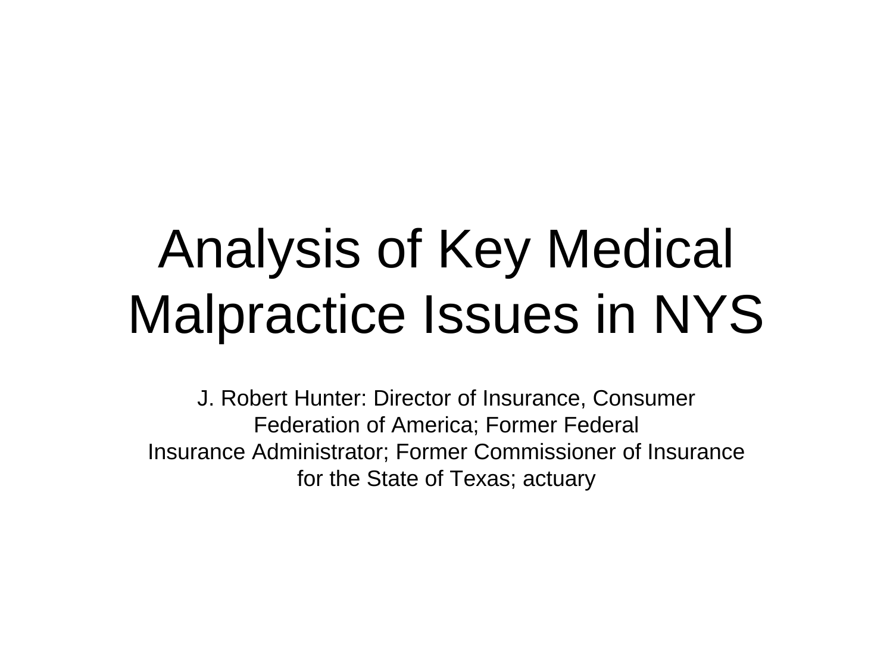# Analysis of Key Medical Malpractice Issues in NYS

J. Robert Hunter: Director of Insurance, Consumer Federation of America; Former Federal Insurance Administrator; Former Commissioner of Insurance for the State of Texas; actuary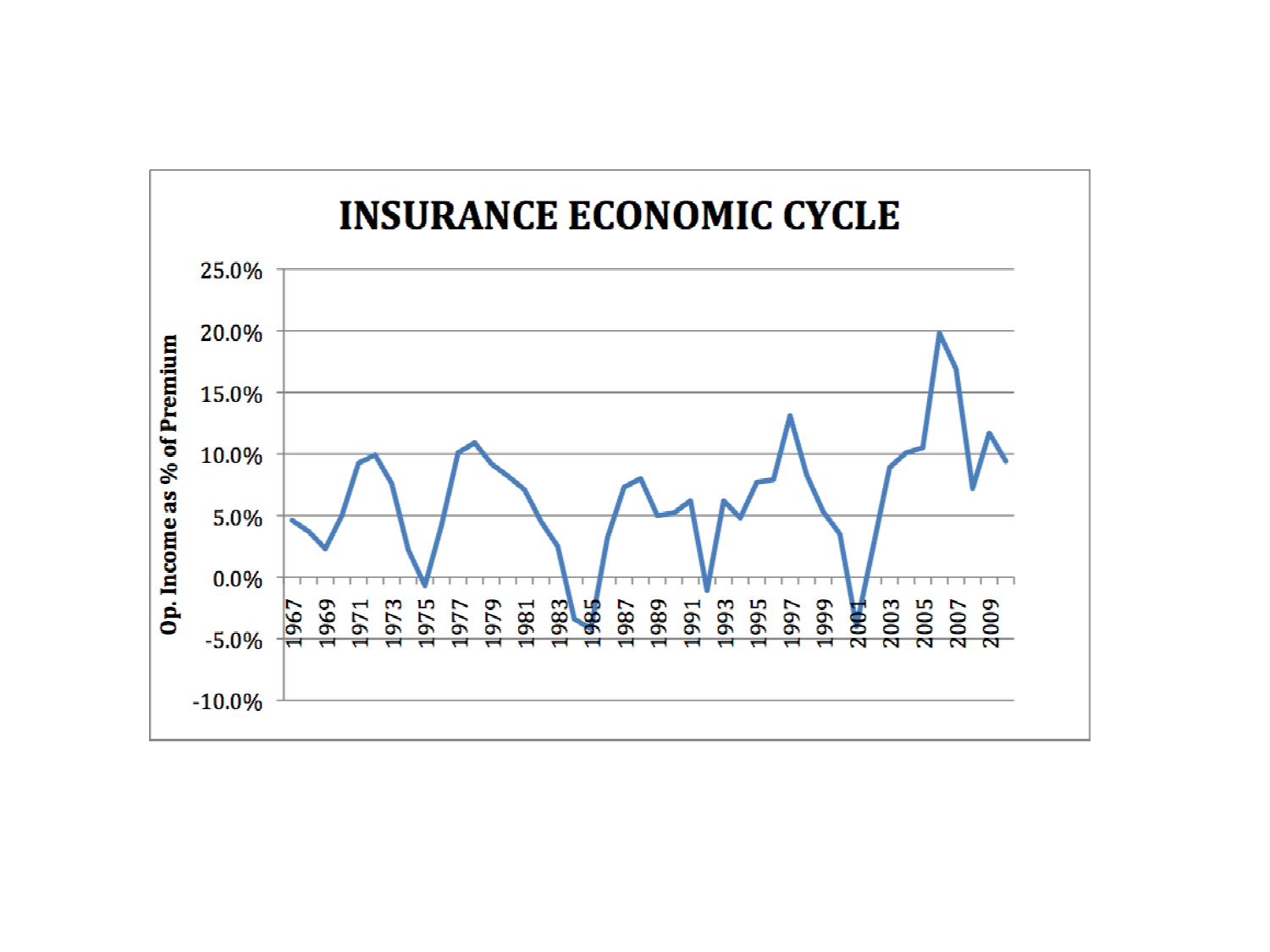# INSURANCE ECONOMIC CYCLE

Op. Income as % of Premium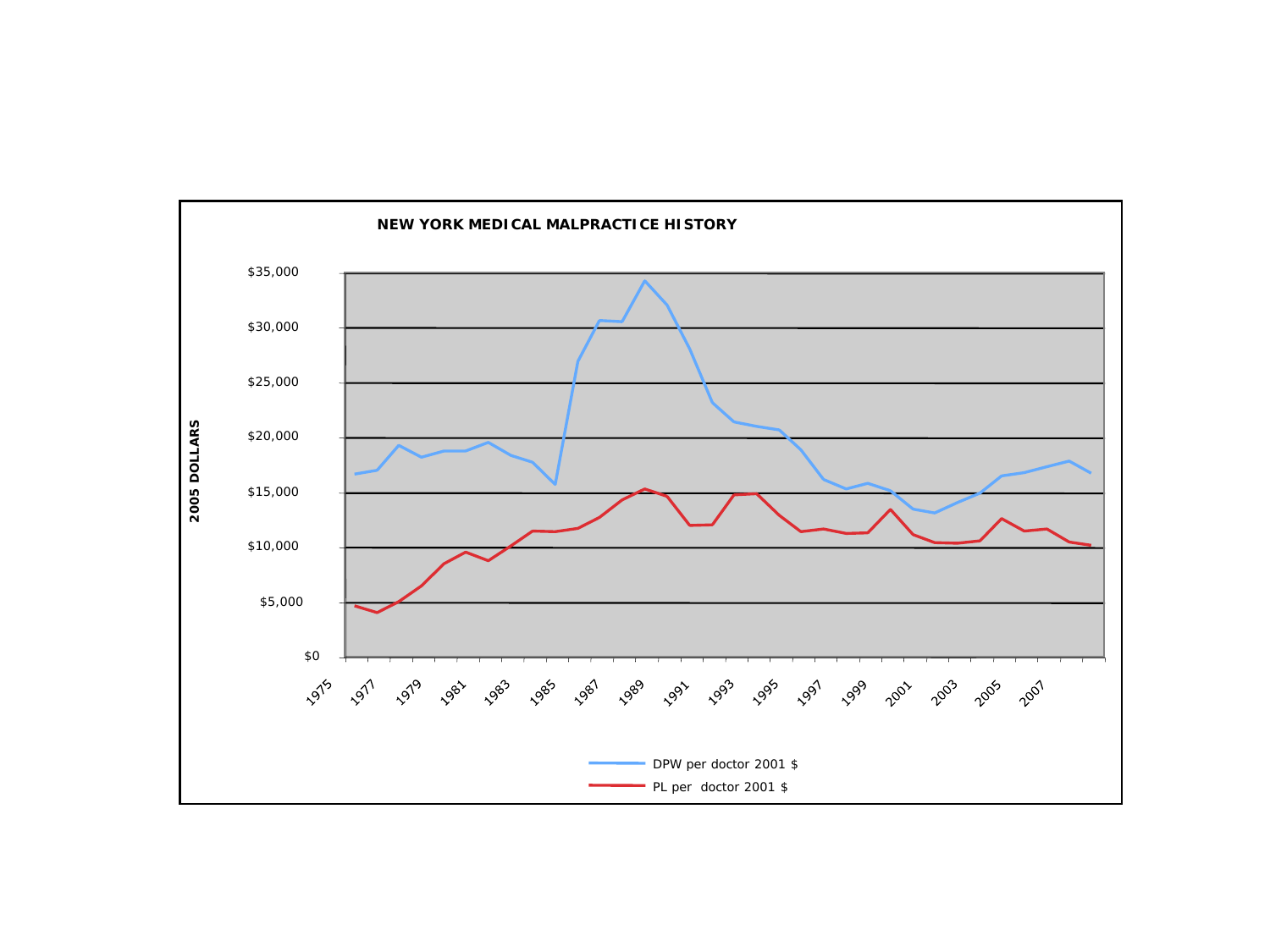**NEW YORK MEDICAL MALPRACTICE HISTORY**

2005 DOLLARS

$35,000
$30,000
$25,000
$20,000
$15,000
$10,000
$5,000
$0

1975 1977 1979 1981 1983 1985 1987 1989 1991 1993 1995 1997 1999 2001 2003 2005 2007

DPW per doctor 2001 $

PL per doctor 2001 $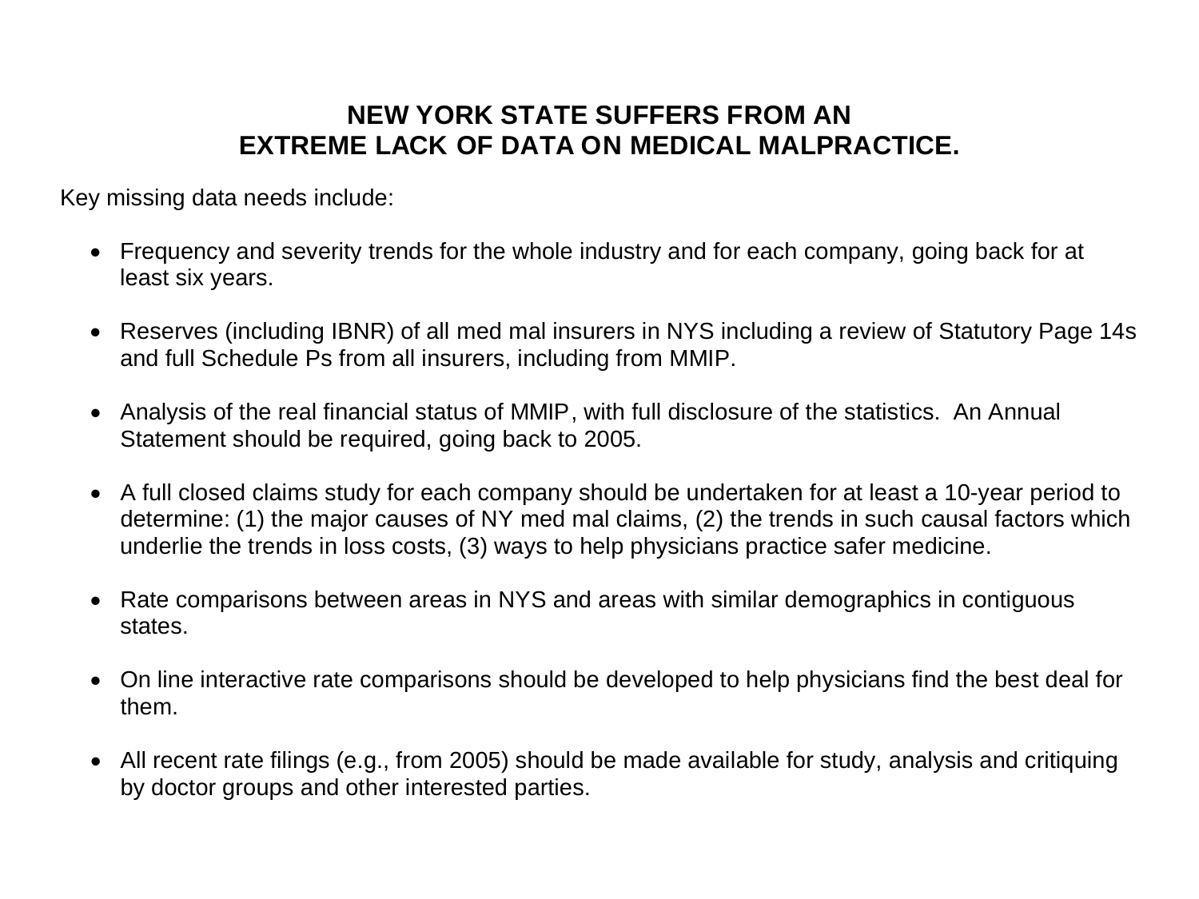# NEW YORK STATE SUFFERS FROM AN EXTREME LACK OF DATA ON MEDICAL MALPRACTICE.

Key missing data needs include:

- Frequency and severity trends for the whole industry and for each company, going back for at least six years.
- Reserves (including IBNR) of all med mal insurers in NYS including a review of Statutory Page 14s and full Schedule Ps from all insurers, including from MMIP.
- Analysis of the real financial status of MMIP, with full disclosure of the statistics. An Annual Statement should be required, going back to 2005.
- A full closed claims study for each company should be undertaken for at least a 10-year period to determine: (1) the major causes of NY med mal claims, (2) the trends in such causal factors which underlie the trends in loss costs, (3) ways to help physicians practice safer medicine.
- Rate comparisons between areas in NYS and areas with similar demographics in contiguous states.
- On line interactive rate comparisons should be developed to help physicians find the best deal for them.
- All recent rate filings (e.g., from 2005) should be made available for study, analysis and critiquing by doctor groups and other interested parties.